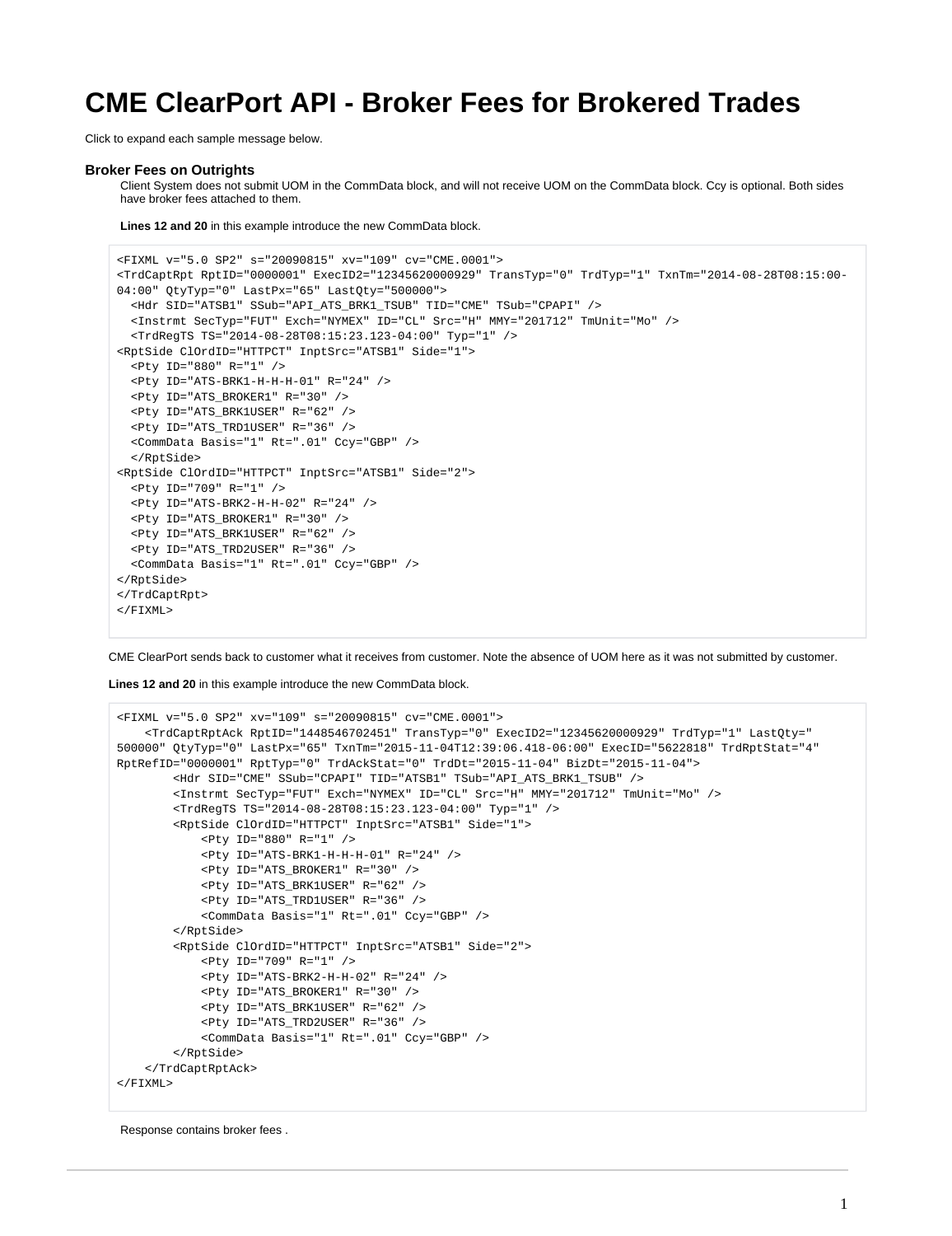# CME ClearPort API - Broker Fees for Brokered Trades

Click to expand each sample message below.

### Broker Fees on Outrights

Client System does not submit UOM in the CommData block, and will not receive UOM on the CommData block. Ccy is optional. Both sides have broker fees attached to them.

**Lines 12 and 20** in this example introduce the new CommData block.

```
<FIXML v="5.0 SP2" s="20090815" xv="109" cv="CME.0001">
<TrdCaptRpt RptID="0000001" ExecID2="12345620000929" TransTyp="0" TrdTyp="1" TxnTm="2014-08-28T08:15:00-04:00" QtyTyp="0" LastPx="65" LastQty="500000">
  <Hdr SID="ATSB1" SSub="API_ATS_BRK1_TSUB" TID="CME" TSub="CPAPI" />
  <Instrmt SecTyp="FUT" Exch="NYMEX" ID="CL" Src="H" MMY="201712" TmUnit="Mo" />
  <TrdRegTS TS="2014-08-28T08:15:23.123-04:00" Typ="1" />
<RptSide ClOrdID="HTTPCT" InptSrc="ATSB1" Side="1">
  <Pty ID="880" R="1" />
  <Pty ID="ATS-BRK1-H-H-H-01" R="24" />
  <Pty ID="ATS_BROKER1" R="30" />
  <Pty ID="ATS_BRK1USER" R="62" />
  <Pty ID="ATS_TRD1USER" R="36" />
  <CommData Basis="1" Rt=".01" Ccy="GBP" />
  </RptSide>
<RptSide ClOrdID="HTTPCT" InptSrc="ATSB1" Side="2">
  <Pty ID="709" R="1" />
  <Pty ID="ATS-BRK2-H-H-02" R="24" />
  <Pty ID="ATS_BROKER1" R="30" />
  <Pty ID="ATS_BRK1USER" R="62" />
  <Pty ID="ATS_TRD2USER" R="36" />
  <CommData Basis="1" Rt=".01" Ccy="GBP" />
</RptSide>
</TrdCaptRpt>
</FIXML>
```

CME ClearPort sends back to customer what it receives from customer. Note the absence of UOM here as it was not submitted by customer.

**Lines 12 and 20** in this example introduce the new CommData block.

```
<FIXML v="5.0 SP2" xv="109" s="20090815" cv="CME.0001">
    <TrdCaptRptAck RptID="1448546702451" TransTyp="0" ExecID2="12345620000929" TrdTyp="1" LastQty="500000" QtyTyp="0" LastPx="65" TxnTm="2015-11-04T12:39:06.418-06:00" ExecID="5622818" TrdRptStat="4" RptRefID="0000001" RptTyp="0" TrdAckStat="0" TrdDt="2015-11-04" BizDt="2015-11-04">
        <Hdr SID="CME" SSub="CPAPI" TID="ATSB1" TSub="API_ATS_BRK1_TSUB" />
        <Instrmt SecTyp="FUT" Exch="NYMEX" ID="CL" Src="H" MMY="201712" TmUnit="Mo" />
        <TrdRegTS TS="2014-08-28T08:15:23.123-04:00" Typ="1" />
        <RptSide ClOrdID="HTTPCT" InptSrc="ATSB1" Side="1">
            <Pty ID="880" R="1" />
            <Pty ID="ATS-BRK1-H-H-H-01" R="24" />
            <Pty ID="ATS_BROKER1" R="30" />
            <Pty ID="ATS_BRK1USER" R="62" />
            <Pty ID="ATS_TRD1USER" R="36" />
            <CommData Basis="1" Rt=".01" Ccy="GBP" />
        </RptSide>
        <RptSide ClOrdID="HTTPCT" InptSrc="ATSB1" Side="2">
            <Pty ID="709" R="1" />
            <Pty ID="ATS-BRK2-H-H-02" R="24" />
            <Pty ID="ATS_BROKER1" R="30" />
            <Pty ID="ATS_BRK1USER" R="62" />
            <Pty ID="ATS_TRD2USER" R="36" />
            <CommData Basis="1" Rt=".01" Ccy="GBP" />
        </RptSide>
    </TrdCaptRptAck>
</FIXML>
```

Response contains broker fees .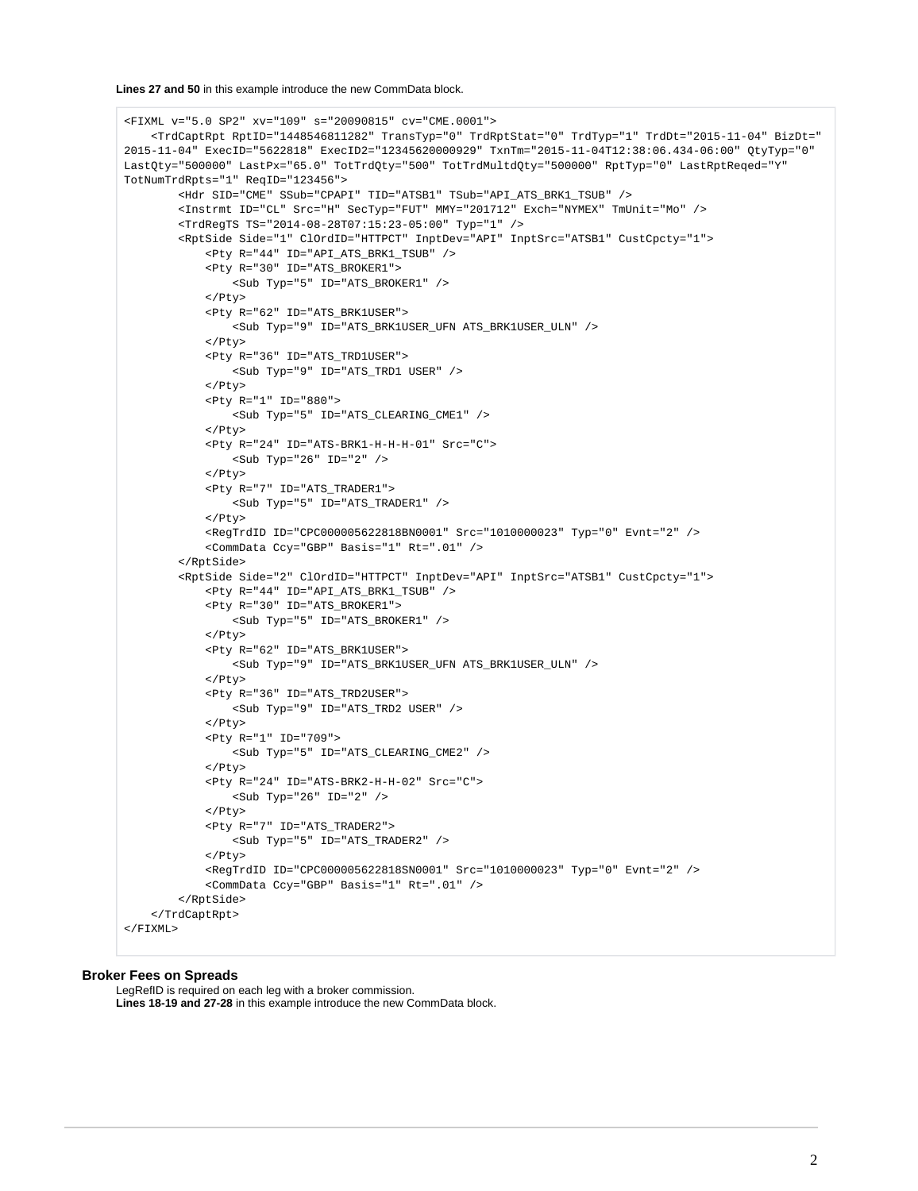**Lines 27 and 50** in this example introduce the new CommData block.

```
<FIXML v="5.0 SP2" xv="109" s="20090815" cv="CME.0001">
    <TrdCaptRpt RptID="1448546811282" TransTyp="0" TrdRptStat="0" TrdTyp="1" TrdDt="2015-11-04" BizDt="
2015-11-04" ExecID="5622818" ExecID2="12345620000929" TxnTm="2015-11-04T12:38:06.434-06:00" QtyTyp="0"
LastQty="500000" LastPx="65.0" TotTrdQty="500" TotTrdMultdQty="500000" RptTyp="0" LastRptReqed="Y"
TotNumTrdRpts="1" ReqID="123456">
        <Hdr SID="CME" SSub="CPAPI" TID="ATSB1" TSub="API_ATS_BRK1_TSUB" />
        <Instrmt ID="CL" Src="H" SecTyp="FUT" MMY="201712" Exch="NYMEX" TmUnit="Mo" />
        <TrdRegTS TS="2014-08-28T07:15:23-05:00" Typ="1" />
        <RptSide Side="1" ClOrdID="HTTPCT" InptDev="API" InptSrc="ATSB1" CustCpcty="1">
            <Pty R="44" ID="API_ATS_BRK1_TSUB" />
            <Pty R="30" ID="ATS_BROKER1">
                <Sub Typ="5" ID="ATS_BROKER1" />
            </Pty>
            <Pty R="62" ID="ATS_BRK1USER">
                <Sub Typ="9" ID="ATS_BRK1USER_UFN ATS_BRK1USER_ULN" />
            </Pty>
            <Pty R="36" ID="ATS_TRD1USER">
                <Sub Typ="9" ID="ATS_TRD1 USER" />
            </Pty>
            <Pty R="1" ID="880">
                <Sub Typ="5" ID="ATS_CLEARING_CME1" />
            </Pty>
            <Pty R="24" ID="ATS-BRK1-H-H-H-01" Src="C">
                <Sub Typ="26" ID="2" />
            </Pty>
            <Pty R="7" ID="ATS_TRADER1">
                <Sub Typ="5" ID="ATS_TRADER1" />
            </Pty>
            <RegTrdID ID="CPC000005622818BN0001" Src="1010000023" Typ="0" Evnt="2" />
            <CommData Ccy="GBP" Basis="1" Rt=".01" />
        </RptSide>
        <RptSide Side="2" ClOrdID="HTTPCT" InptDev="API" InptSrc="ATSB1" CustCpcty="1">
            <Pty R="44" ID="API_ATS_BRK1_TSUB" />
            <Pty R="30" ID="ATS_BROKER1">
                <Sub Typ="5" ID="ATS_BROKER1" />
            </Pty>
            <Pty R="62" ID="ATS_BRK1USER">
                <Sub Typ="9" ID="ATS_BRK1USER_UFN ATS_BRK1USER_ULN" />
            </Pty>
            <Pty R="36" ID="ATS_TRD2USER">
                <Sub Typ="9" ID="ATS_TRD2 USER" />
            </Pty>
            <Pty R="1" ID="709">
                <Sub Typ="5" ID="ATS_CLEARING_CME2" />
            </Pty>
            <Pty R="24" ID="ATS-BRK2-H-H-02" Src="C">
                <Sub Typ="26" ID="2" />
            </Pty>
            <Pty R="7" ID="ATS_TRADER2">
                <Sub Typ="5" ID="ATS_TRADER2" />
            </Pty>
            <RegTrdID ID="CPC000005622818SN0001" Src="1010000023" Typ="0" Evnt="2" />
            <CommData Ccy="GBP" Basis="1" Rt=".01" />
        </RptSide>
    </TrdCaptRpt>
</FIXML>
```

### Broker Fees on Spreads

LegRefID is required on each leg with a broker commission.
**Lines 18-19 and 27-28** in this example introduce the new CommData block.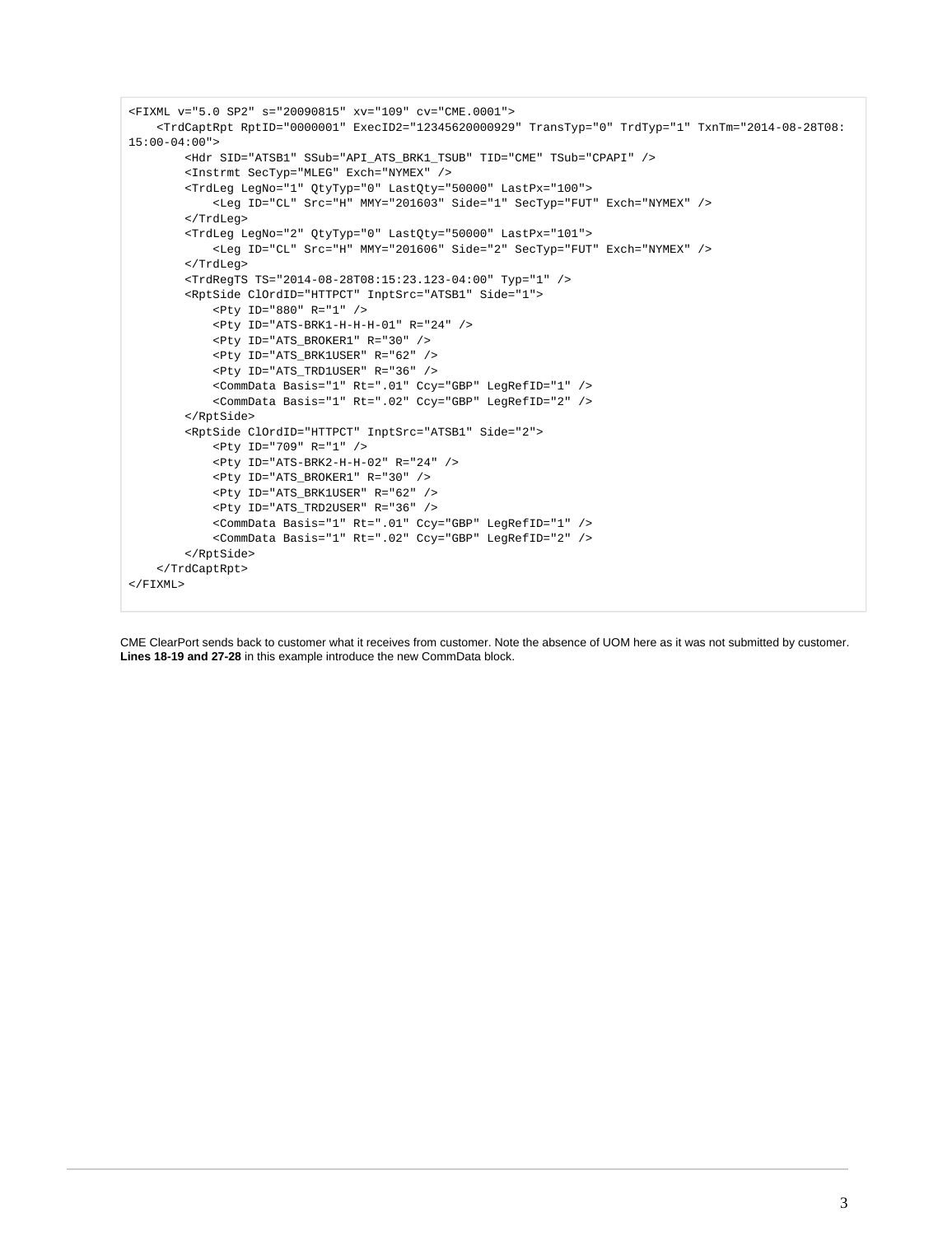```
<FIXML v="5.0 SP2" s="20090815" xv="109" cv="CME.0001">
    <TrdCaptRpt RptID="0000001" ExecID2="12345620000929" TransTyp="0" TrdTyp="1" TxnTm="2014-08-28T08:
15:00-04:00">
        <Hdr SID="ATSB1" SSub="API_ATS_BRK1_TSUB" TID="CME" TSub="CPAPI" />
        <Instrmt SecTyp="MLEG" Exch="NYMEX" />
        <TrdLeg LegNo="1" QtyTyp="0" LastQty="50000" LastPx="100">
            <Leg ID="CL" Src="H" MMY="201603" Side="1" SecTyp="FUT" Exch="NYMEX" />
        </TrdLeg>
        <TrdLeg LegNo="2" QtyTyp="0" LastQty="50000" LastPx="101">
            <Leg ID="CL" Src="H" MMY="201606" Side="2" SecTyp="FUT" Exch="NYMEX" />
        </TrdLeg>
        <TrdRegTS TS="2014-08-28T08:15:23.123-04:00" Typ="1" />
        <RptSide ClOrdID="HTTPCT" InptSrc="ATSB1" Side="1">
            <Pty ID="880" R="1" />
            <Pty ID="ATS-BRK1-H-H-H-01" R="24" />
            <Pty ID="ATS_BROKER1" R="30" />
            <Pty ID="ATS_BRK1USER" R="62" />
            <Pty ID="ATS_TRD1USER" R="36" />
            <CommData Basis="1" Rt=".01" Ccy="GBP" LegRefID="1" />
            <CommData Basis="1" Rt=".02" Ccy="GBP" LegRefID="2" />
        </RptSide>
        <RptSide ClOrdID="HTTPCT" InptSrc="ATSB1" Side="2">
            <Pty ID="709" R="1" />
            <Pty ID="ATS-BRK2-H-H-02" R="24" />
            <Pty ID="ATS_BROKER1" R="30" />
            <Pty ID="ATS_BRK1USER" R="62" />
            <Pty ID="ATS_TRD2USER" R="36" />
            <CommData Basis="1" Rt=".01" Ccy="GBP" LegRefID="1" />
            <CommData Basis="1" Rt=".02" Ccy="GBP" LegRefID="2" />
        </RptSide>
    </TrdCaptRpt>
</FIXML>
```

CME ClearPort sends back to customer what it receives from customer. Note the absence of UOM here as it was not submitted by customer. **Lines 18-19 and 27-28** in this example introduce the new CommData block.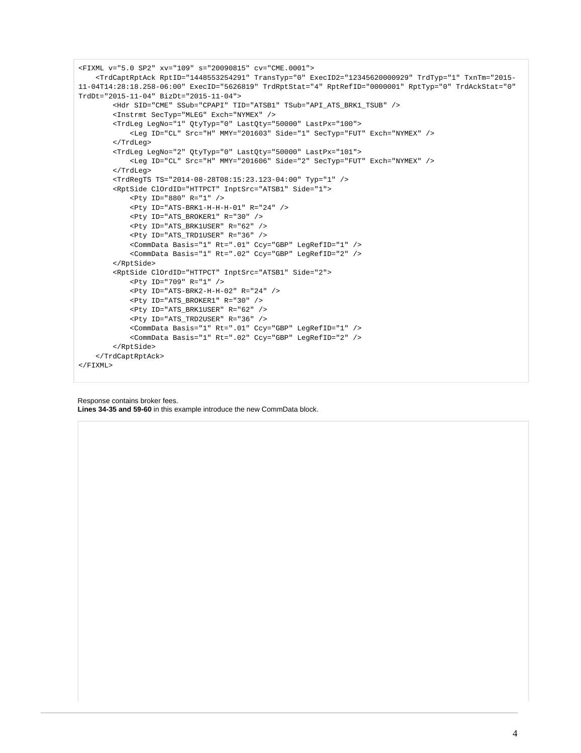```
<FIXML v="5.0 SP2" xv="109" s="20090815" cv="CME.0001">
    <TrdCaptRptAck RptID="1448553254291" TransTyp="0" ExecID2="12345620000929" TrdTyp="1" TxnTm="2015-11-04T14:28:18.258-06:00" ExecID="5626819" TrdRptStat="4" RptRefID="0000001" RptTyp="0" TrdAckStat="0" TrdDt="2015-11-04" BizDt="2015-11-04">
        <Hdr SID="CME" SSub="CPAPI" TID="ATSB1" TSub="API_ATS_BRK1_TSUB" />
        <Instrmt SecTyp="MLEG" Exch="NYMEX" />
        <TrdLeg LegNo="1" QtyTyp="0" LastQty="50000" LastPx="100">
            <Leg ID="CL" Src="H" MMY="201603" Side="1" SecTyp="FUT" Exch="NYMEX" />
        </TrdLeg>
        <TrdLeg LegNo="2" QtyTyp="0" LastQty="50000" LastPx="101">
            <Leg ID="CL" Src="H" MMY="201606" Side="2" SecTyp="FUT" Exch="NYMEX" />
        </TrdLeg>
        <TrdRegTS TS="2014-08-28T08:15:23.123-04:00" Typ="1" />
        <RptSide ClOrdID="HTTPCT" InptSrc="ATSB1" Side="1">
            <Pty ID="880" R="1" />
            <Pty ID="ATS-BRK1-H-H-H-01" R="24" />
            <Pty ID="ATS_BROKER1" R="30" />
            <Pty ID="ATS_BRK1USER" R="62" />
            <Pty ID="ATS_TRD1USER" R="36" />
            <CommData Basis="1" Rt=".01" Ccy="GBP" LegRefID="1" />
            <CommData Basis="1" Rt=".02" Ccy="GBP" LegRefID="2" />
        </RptSide>
        <RptSide ClOrdID="HTTPCT" InptSrc="ATSB1" Side="2">
            <Pty ID="709" R="1" />
            <Pty ID="ATS-BRK2-H-H-02" R="24" />
            <Pty ID="ATS_BROKER1" R="30" />
            <Pty ID="ATS_BRK1USER" R="62" />
            <Pty ID="ATS_TRD2USER" R="36" />
            <CommData Basis="1" Rt=".01" Ccy="GBP" LegRefID="1" />
            <CommData Basis="1" Rt=".02" Ccy="GBP" LegRefID="2" />
        </RptSide>
    </TrdCaptRptAck>
</FIXML>
```

Response contains broker fees.

**Lines 34-35 and 59-60** in this example introduce the new CommData block.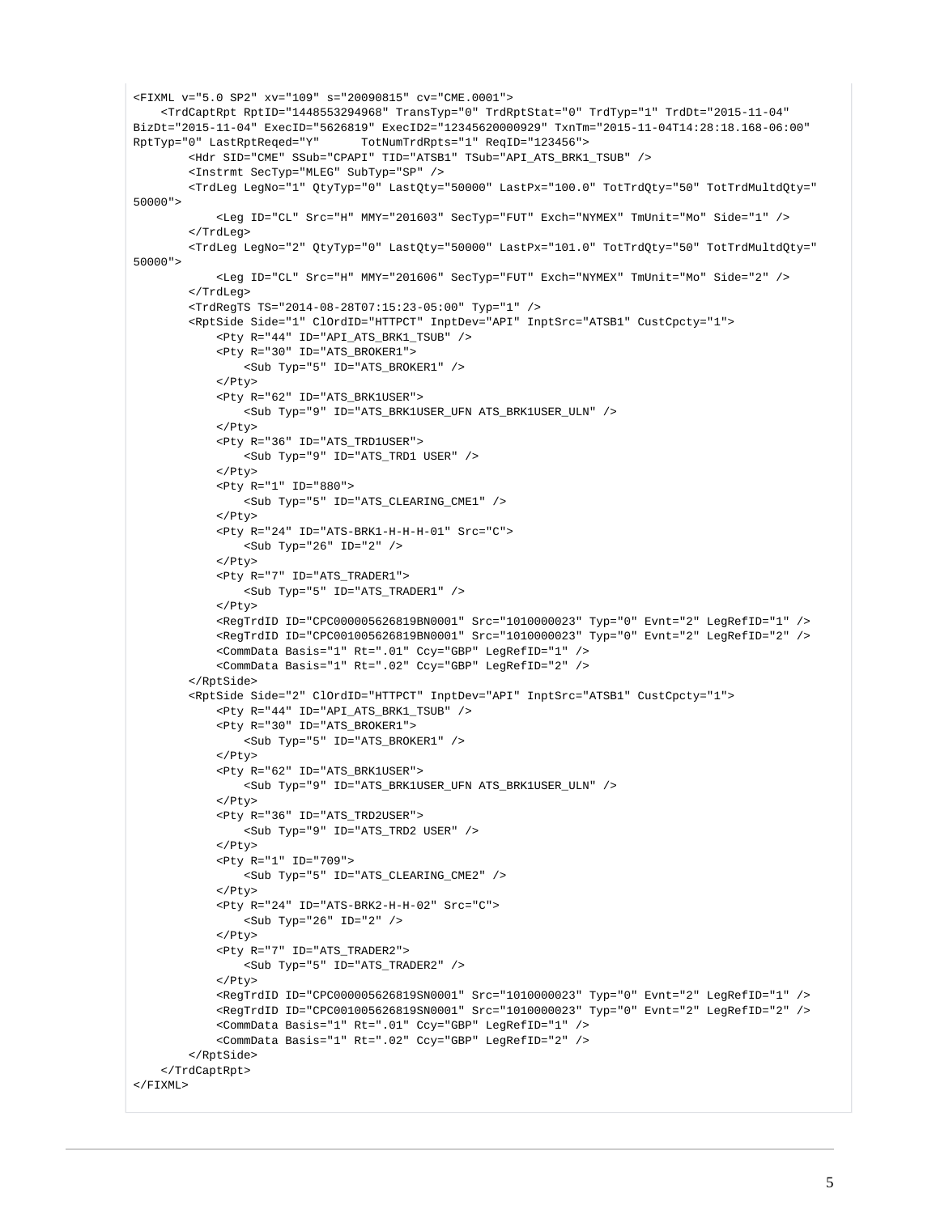```
<FIXML v="5.0 SP2" xv="109" s="20090815" cv="CME.0001">
    <TrdCaptRpt RptID="1448553294968" TransTyp="0" TrdRptStat="0" TrdTyp="1" TrdDt="2015-11-04"
BizDt="2015-11-04" ExecID="5626819" ExecID2="12345620000929" TxnTm="2015-11-04T14:28:18.168-06:00"
RptTyp="0" LastRptReqed="Y"      TotNumTrdRpts="1" ReqID="123456">
        <Hdr SID="CME" SSub="CPAPI" TID="ATSB1" TSub="API_ATS_BRK1_TSUB" />
        <Instrmt SecTyp="MLEG" SubTyp="SP" />
        <TrdLeg LegNo="1" QtyTyp="0" LastQty="50000" LastPx="100.0" TotTrdQty="50" TotTrdMultdQty="
50000">
            <Leg ID="CL" Src="H" MMY="201603" SecTyp="FUT" Exch="NYMEX" TmUnit="Mo" Side="1" />
        </TrdLeg>
        <TrdLeg LegNo="2" QtyTyp="0" LastQty="50000" LastPx="101.0" TotTrdQty="50" TotTrdMultdQty="
50000">
            <Leg ID="CL" Src="H" MMY="201606" SecTyp="FUT" Exch="NYMEX" TmUnit="Mo" Side="2" />
        </TrdLeg>
        <TrdRegTS TS="2014-08-28T07:15:23-05:00" Typ="1" />
        <RptSide Side="1" ClOrdID="HTTPCT" InptDev="API" InptSrc="ATSB1" CustCpcty="1">
            <Pty R="44" ID="API_ATS_BRK1_TSUB" />
            <Pty R="30" ID="ATS_BROKER1">
                <Sub Typ="5" ID="ATS_BROKER1" />
            </Pty>
            <Pty R="62" ID="ATS_BRK1USER">
                <Sub Typ="9" ID="ATS_BRK1USER_UFN ATS_BRK1USER_ULN" />
            </Pty>
            <Pty R="36" ID="ATS_TRD1USER">
                <Sub Typ="9" ID="ATS_TRD1 USER" />
            </Pty>
            <Pty R="1" ID="880">
                <Sub Typ="5" ID="ATS_CLEARING_CME1" />
            </Pty>
            <Pty R="24" ID="ATS-BRK1-H-H-H-01" Src="C">
                <Sub Typ="26" ID="2" />
            </Pty>
            <Pty R="7" ID="ATS_TRADER1">
                <Sub Typ="5" ID="ATS_TRADER1" />
            </Pty>
            <RegTrdID ID="CPC000005626819BN0001" Src="1010000023" Typ="0" Evnt="2" LegRefID="1" />
            <RegTrdID ID="CPC001005626819BN0001" Src="1010000023" Typ="0" Evnt="2" LegRefID="2" />
            <CommData Basis="1" Rt=".01" Ccy="GBP" LegRefID="1" />
            <CommData Basis="1" Rt=".02" Ccy="GBP" LegRefID="2" />
        </RptSide>
        <RptSide Side="2" ClOrdID="HTTPCT" InptDev="API" InptSrc="ATSB1" CustCpcty="1">
            <Pty R="44" ID="API_ATS_BRK1_TSUB" />
            <Pty R="30" ID="ATS_BROKER1">
                <Sub Typ="5" ID="ATS_BROKER1" />
            </Pty>
            <Pty R="62" ID="ATS_BRK1USER">
                <Sub Typ="9" ID="ATS_BRK1USER_UFN ATS_BRK1USER_ULN" />
            </Pty>
            <Pty R="36" ID="ATS_TRD2USER">
                <Sub Typ="9" ID="ATS_TRD2 USER" />
            </Pty>
            <Pty R="1" ID="709">
                <Sub Typ="5" ID="ATS_CLEARING_CME2" />
            </Pty>
            <Pty R="24" ID="ATS-BRK2-H-H-02" Src="C">
                <Sub Typ="26" ID="2" />
            </Pty>
            <Pty R="7" ID="ATS_TRADER2">
                <Sub Typ="5" ID="ATS_TRADER2" />
            </Pty>
            <RegTrdID ID="CPC000005626819SN0001" Src="1010000023" Typ="0" Evnt="2" LegRefID="1" />
            <RegTrdID ID="CPC001005626819SN0001" Src="1010000023" Typ="0" Evnt="2" LegRefID="2" />
            <CommData Basis="1" Rt=".01" Ccy="GBP" LegRefID="1" />
            <CommData Basis="1" Rt=".02" Ccy="GBP" LegRefID="2" />
        </RptSide>
    </TrdCaptRpt>
</FIXML>
```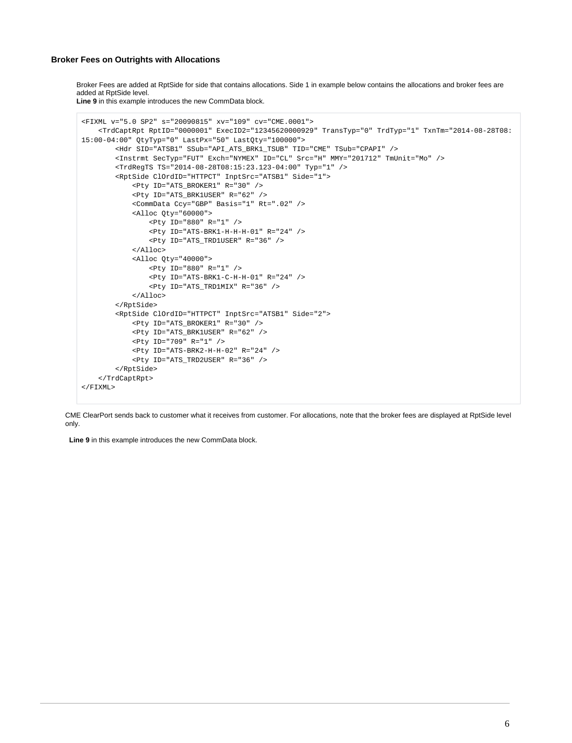### Broker Fees on Outrights with Allocations

Broker Fees are added at RptSide for side that contains allocations. Side 1 in example below contains the allocations and broker fees are added at RptSide level.
**Line 9** in this example introduces the new CommData block.

```
<FIXML v="5.0 SP2" s="20090815" xv="109" cv="CME.0001">
    <TrdCaptRpt RptID="0000001" ExecID2="12345620000929" TransTyp="0" TrdTyp="1" TxnTm="2014-08-28T08:15:00-04:00" QtyTyp="0" LastPx="50" LastQty="100000">
        <Hdr SID="ATSB1" SSub="API_ATS_BRK1_TSUB" TID="CME" TSub="CPAPI" />
        <Instrmt SecTyp="FUT" Exch="NYMEX" ID="CL" Src="H" MMY="201712" TmUnit="Mo" />
        <TrdRegTS TS="2014-08-28T08:15:23.123-04:00" Typ="1" />
        <RptSide ClOrdID="HTTPCT" InptSrc="ATSB1" Side="1">
            <Pty ID="ATS_BROKER1" R="30" />
            <Pty ID="ATS_BRK1USER" R="62" />
            <CommData Ccy="GBP" Basis="1" Rt=".02" />
            <Alloc Qty="60000">
                <Pty ID="880" R="1" />
                <Pty ID="ATS-BRK1-H-H-H-01" R="24" />
                <Pty ID="ATS_TRD1USER" R="36" />
            </Alloc>
            <Alloc Qty="40000">
                <Pty ID="880" R="1" />
                <Pty ID="ATS-BRK1-C-H-H-01" R="24" />
                <Pty ID="ATS_TRD1MIX" R="36" />
            </Alloc>
        </RptSide>
        <RptSide ClOrdID="HTTPCT" InptSrc="ATSB1" Side="2">
            <Pty ID="ATS_BROKER1" R="30" />
            <Pty ID="ATS_BRK1USER" R="62" />
            <Pty ID="709" R="1" />
            <Pty ID="ATS-BRK2-H-H-02" R="24" />
            <Pty ID="ATS_TRD2USER" R="36" />
        </RptSide>
    </TrdCaptRpt>
</FIXML>
```

CME ClearPort sends back to customer what it receives from customer. For allocations, note that the broker fees are displayed at RptSide level only.

**Line 9** in this example introduces the new CommData block.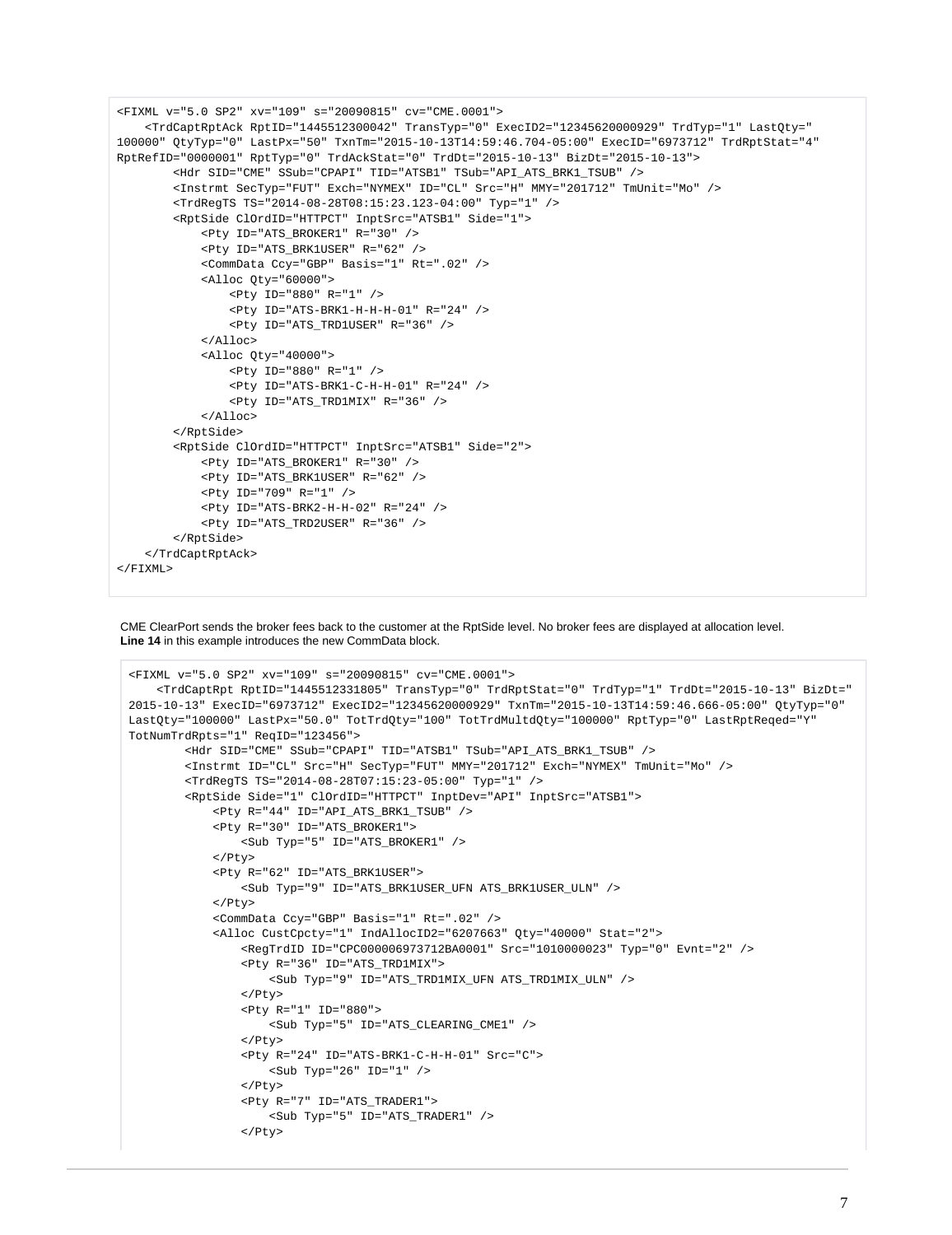```
<FIXML v="5.0 SP2" xv="109" s="20090815" cv="CME.0001">
    <TrdCaptRptAck RptID="1445512300042" TransTyp="0" ExecID2="12345620000929" TrdTyp="1" LastQty="
100000" QtyTyp="0" LastPx="50" TxnTm="2015-10-13T14:59:46.704-05:00" ExecID="6973712" TrdRptStat="4"
RptRefID="0000001" RptTyp="0" TrdAckStat="0" TrdDt="2015-10-13" BizDt="2015-10-13">
        <Hdr SID="CME" SSub="CPAPI" TID="ATSB1" TSub="API_ATS_BRK1_TSUB" />
        <Instrmt SecTyp="FUT" Exch="NYMEX" ID="CL" Src="H" MMY="201712" TmUnit="Mo" />
        <TrdRegTS TS="2014-08-28T08:15:23.123-04:00" Typ="1" />
        <RptSide ClOrdID="HTTPCT" InptSrc="ATSB1" Side="1">
            <Pty ID="ATS_BROKER1" R="30" />
            <Pty ID="ATS_BRK1USER" R="62" />
            <CommData Ccy="GBP" Basis="1" Rt=".02" />
            <Alloc Qty="60000">
                <Pty ID="880" R="1" />
                <Pty ID="ATS-BRK1-H-H-H-01" R="24" />
                <Pty ID="ATS_TRD1USER" R="36" />
            </Alloc>
            <Alloc Qty="40000">
                <Pty ID="880" R="1" />
                <Pty ID="ATS-BRK1-C-H-H-01" R="24" />
                <Pty ID="ATS_TRD1MIX" R="36" />
            </Alloc>
        </RptSide>
        <RptSide ClOrdID="HTTPCT" InptSrc="ATSB1" Side="2">
            <Pty ID="ATS_BROKER1" R="30" />
            <Pty ID="ATS_BRK1USER" R="62" />
            <Pty ID="709" R="1" />
            <Pty ID="ATS-BRK2-H-H-02" R="24" />
            <Pty ID="ATS_TRD2USER" R="36" />
        </RptSide>
    </TrdCaptRptAck>
</FIXML>
```

CME ClearPort sends the broker fees back to the customer at the RptSide level. No broker fees are displayed at allocation level. **Line 14** in this example introduces the new CommData block.

```
<FIXML v="5.0 SP2" xv="109" s="20090815" cv="CME.0001">
    <TrdCaptRpt RptID="1445512331805" TransTyp="0" TrdRptStat="0" TrdTyp="1" TrdDt="2015-10-13" BizDt="
2015-10-13" ExecID="6973712" ExecID2="12345620000929" TxnTm="2015-10-13T14:59:46.666-05:00" QtyTyp="0"
LastQty="100000" LastPx="50.0" TotTrdQty="100" TotTrdMultdQty="100000" RptTyp="0" LastRptReqed="Y"
TotNumTrdRpts="1" ReqID="123456">
        <Hdr SID="CME" SSub="CPAPI" TID="ATSB1" TSub="API_ATS_BRK1_TSUB" />
        <Instrmt ID="CL" Src="H" SecTyp="FUT" MMY="201712" Exch="NYMEX" TmUnit="Mo" />
        <TrdRegTS TS="2014-08-28T07:15:23-05:00" Typ="1" />
        <RptSide Side="1" ClOrdID="HTTPCT" InptDev="API" InptSrc="ATSB1">
            <Pty R="44" ID="API_ATS_BRK1_TSUB" />
            <Pty R="30" ID="ATS_BROKER1">
                <Sub Typ="5" ID="ATS_BROKER1" />
            </Pty>
            <Pty R="62" ID="ATS_BRK1USER">
                <Sub Typ="9" ID="ATS_BRK1USER_UFN ATS_BRK1USER_ULN" />
            </Pty>
            <CommData Ccy="GBP" Basis="1" Rt=".02" />
            <Alloc CustCpcty="1" IndAllocID2="6207663" Qty="40000" Stat="2">
                <RegTrdID ID="CPC000006973712BA0001" Src="1010000023" Typ="0" Evnt="2" />
                <Pty R="36" ID="ATS_TRD1MIX">
                    <Sub Typ="9" ID="ATS_TRD1MIX_UFN ATS_TRD1MIX_ULN" />
                </Pty>
                <Pty R="1" ID="880">
                    <Sub Typ="5" ID="ATS_CLEARING_CME1" />
                </Pty>
                <Pty R="24" ID="ATS-BRK1-C-H-H-01" Src="C">
                    <Sub Typ="26" ID="1" />
                </Pty>
                <Pty R="7" ID="ATS_TRADER1">
                    <Sub Typ="5" ID="ATS_TRADER1" />
                </Pty>
```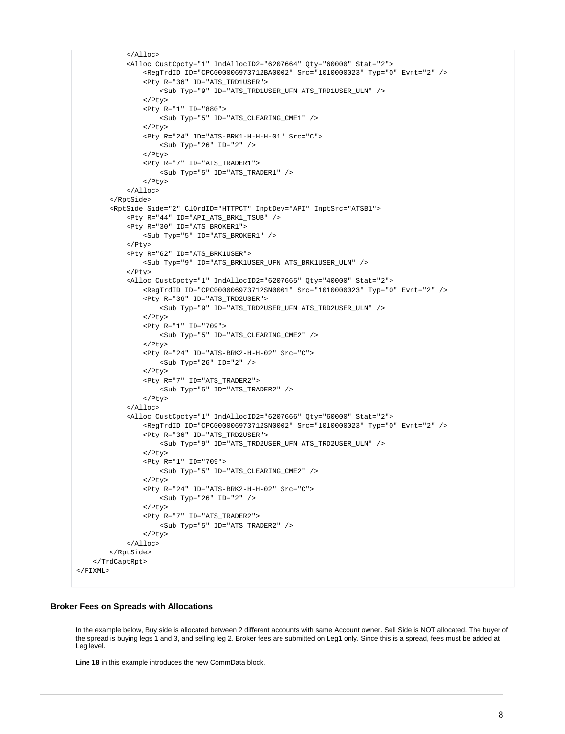```
            </Alloc>
            <Alloc CustCpcty="1" IndAllocID2="6207664" Qty="60000" Stat="2">
                <RegTrdID ID="CPC000006973712BA0002" Src="1010000023" Typ="0" Evnt="2" />
                <Pty R="36" ID="ATS_TRD1USER">
                    <Sub Typ="9" ID="ATS_TRD1USER_UFN ATS_TRD1USER_ULN" />
                </Pty>
                <Pty R="1" ID="880">
                    <Sub Typ="5" ID="ATS_CLEARING_CME1" />
                </Pty>
                <Pty R="24" ID="ATS-BRK1-H-H-H-01" Src="C">
                    <Sub Typ="26" ID="2" />
                </Pty>
                <Pty R="7" ID="ATS_TRADER1">
                    <Sub Typ="5" ID="ATS_TRADER1" />
                </Pty>
            </Alloc>
        </RptSide>
        <RptSide Side="2" ClOrdID="HTTPCT" InptDev="API" InptSrc="ATSB1">
            <Pty R="44" ID="API_ATS_BRK1_TSUB" />
            <Pty R="30" ID="ATS_BROKER1">
                <Sub Typ="5" ID="ATS_BROKER1" />
            </Pty>
            <Pty R="62" ID="ATS_BRK1USER">
                <Sub Typ="9" ID="ATS_BRK1USER_UFN ATS_BRK1USER_ULN" />
            </Pty>
            <Alloc CustCpcty="1" IndAllocID2="6207665" Qty="40000" Stat="2">
                <RegTrdID ID="CPC000006973712SN0001" Src="1010000023" Typ="0" Evnt="2" />
                <Pty R="36" ID="ATS_TRD2USER">
                    <Sub Typ="9" ID="ATS_TRD2USER_UFN ATS_TRD2USER_ULN" />
                </Pty>
                <Pty R="1" ID="709">
                    <Sub Typ="5" ID="ATS_CLEARING_CME2" />
                </Pty>
                <Pty R="24" ID="ATS-BRK2-H-H-02" Src="C">
                    <Sub Typ="26" ID="2" />
                </Pty>
                <Pty R="7" ID="ATS_TRADER2">
                    <Sub Typ="5" ID="ATS_TRADER2" />
                </Pty>
            </Alloc>
            <Alloc CustCpcty="1" IndAllocID2="6207666" Qty="60000" Stat="2">
                <RegTrdID ID="CPC000006973712SN0002" Src="1010000023" Typ="0" Evnt="2" />
                <Pty R="36" ID="ATS_TRD2USER">
                    <Sub Typ="9" ID="ATS_TRD2USER_UFN ATS_TRD2USER_ULN" />
                </Pty>
                <Pty R="1" ID="709">
                    <Sub Typ="5" ID="ATS_CLEARING_CME2" />
                </Pty>
                <Pty R="24" ID="ATS-BRK2-H-H-02" Src="C">
                    <Sub Typ="26" ID="2" />
                </Pty>
                <Pty R="7" ID="ATS_TRADER2">
                    <Sub Typ="5" ID="ATS_TRADER2" />
                </Pty>
            </Alloc>
        </RptSide>
    </TrdCaptRpt>
</FIXML>
```

### Broker Fees on Spreads with Allocations

In the example below, Buy side is allocated between 2 different accounts with same Account owner. Sell Side is NOT allocated. The buyer of the spread is buying legs 1 and 3, and selling leg 2. Broker fees are submitted on Leg1 only. Since this is a spread, fees must be added at Leg level.

**Line 18** in this example introduces the new CommData block.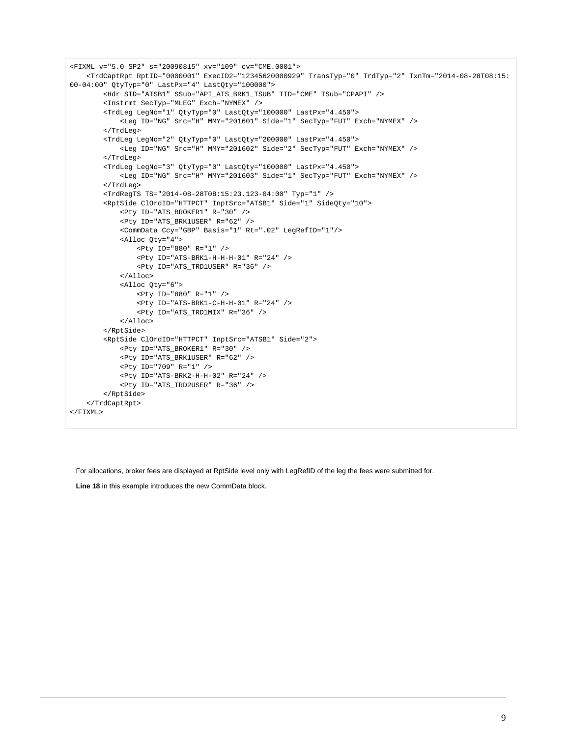```
<FIXML v="5.0 SP2" s="20090815" xv="109" cv="CME.0001">
    <TrdCaptRpt RptID="0000001" ExecID2="12345620000929" TransTyp="0" TrdTyp="2" TxnTm="2014-08-28T08:15:00-04:00" QtyTyp="0" LastPx="4" LastQty="100000">
        <Hdr SID="ATSB1" SSub="API_ATS_BRK1_TSUB" TID="CME" TSub="CPAPI" />
        <Instrmt SecTyp="MLEG" Exch="NYMEX" />
        <TrdLeg LegNo="1" QtyTyp="0" LastQty="100000" LastPx="4.450">
            <Leg ID="NG" Src="H" MMY="201601" Side="1" SecTyp="FUT" Exch="NYMEX" />
        </TrdLeg>
        <TrdLeg LegNo="2" QtyTyp="0" LastQty="200000" LastPx="4.450">
            <Leg ID="NG" Src="H" MMY="201602" Side="2" SecTyp="FUT" Exch="NYMEX" />
        </TrdLeg>
        <TrdLeg LegNo="3" QtyTyp="0" LastQty="100000" LastPx="4.450">
            <Leg ID="NG" Src="H" MMY="201603" Side="1" SecTyp="FUT" Exch="NYMEX" />
        </TrdLeg>
        <TrdRegTS TS="2014-08-28T08:15:23.123-04:00" Typ="1" />
        <RptSide ClOrdID="HTTPCT" InptSrc="ATSB1" Side="1" SideQty="10">
            <Pty ID="ATS_BROKER1" R="30" />
            <Pty ID="ATS_BRK1USER" R="62" />
            <CommData Ccy="GBP" Basis="1" Rt=".02" LegRefID="1"/>
            <Alloc Qty="4">
                <Pty ID="880" R="1" />
                <Pty ID="ATS-BRK1-H-H-H-01" R="24" />
                <Pty ID="ATS_TRD1USER" R="36" />
            </Alloc>
            <Alloc Qty="6">
                <Pty ID="880" R="1" />
                <Pty ID="ATS-BRK1-C-H-H-01" R="24" />
                <Pty ID="ATS_TRD1MIX" R="36" />
            </Alloc>
        </RptSide>
        <RptSide ClOrdID="HTTPCT" InptSrc="ATSB1" Side="2">
            <Pty ID="ATS_BROKER1" R="30" />
            <Pty ID="ATS_BRK1USER" R="62" />
            <Pty ID="709" R="1" />
            <Pty ID="ATS-BRK2-H-H-02" R="24" />
            <Pty ID="ATS_TRD2USER" R="36" />
        </RptSide>
    </TrdCaptRpt>
</FIXML>
```

For allocations, broker fees are displayed at RptSide level only with LegRefID of the leg the fees were submitted for.

**Line 18** in this example introduces the new CommData block.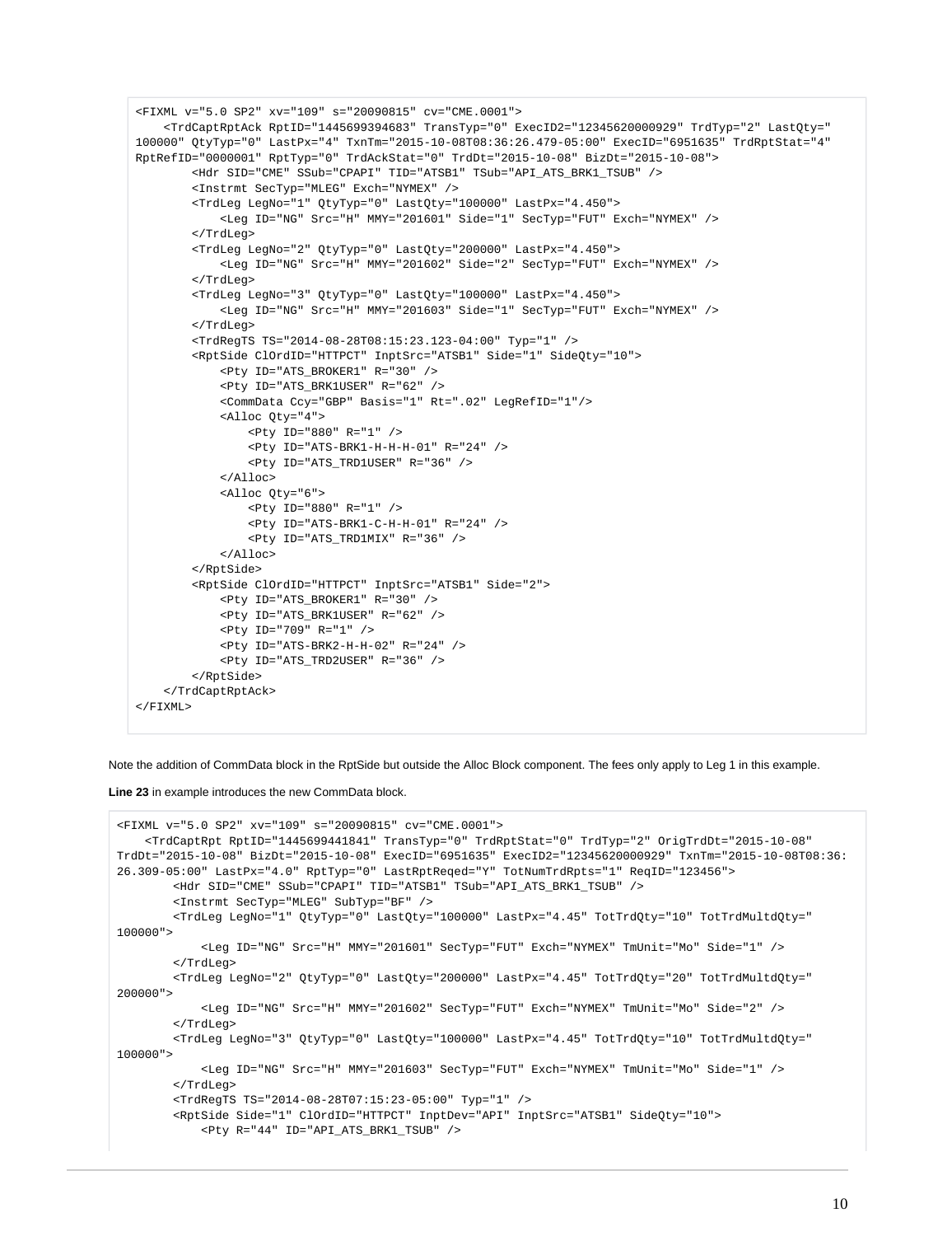```
<FIXML v="5.0 SP2" xv="109" s="20090815" cv="CME.0001">
    <TrdCaptRptAck RptID="1445699394683" TransTyp="0" ExecID2="12345620000929" TrdTyp="2" LastQty="
100000" QtyTyp="0" LastPx="4" TxnTm="2015-10-08T08:36:26.479-05:00" ExecID="6951635" TrdRptStat="4"
RptRefID="0000001" RptTyp="0" TrdAckStat="0" TrdDt="2015-10-08" BizDt="2015-10-08">
        <Hdr SID="CME" SSub="CPAPI" TID="ATSB1" TSub="API_ATS_BRK1_TSUB" />
        <Instrmt SecTyp="MLEG" Exch="NYMEX" />
        <TrdLeg LegNo="1" QtyTyp="0" LastQty="100000" LastPx="4.450">
            <Leg ID="NG" Src="H" MMY="201601" Side="1" SecTyp="FUT" Exch="NYMEX" />
        </TrdLeg>
        <TrdLeg LegNo="2" QtyTyp="0" LastQty="200000" LastPx="4.450">
            <Leg ID="NG" Src="H" MMY="201602" Side="2" SecTyp="FUT" Exch="NYMEX" />
        </TrdLeg>
        <TrdLeg LegNo="3" QtyTyp="0" LastQty="100000" LastPx="4.450">
            <Leg ID="NG" Src="H" MMY="201603" Side="1" SecTyp="FUT" Exch="NYMEX" />
        </TrdLeg>
        <TrdRegTS TS="2014-08-28T08:15:23.123-04:00" Typ="1" />
        <RptSide ClOrdID="HTTPCT" InptSrc="ATSB1" Side="1" SideQty="10">
            <Pty ID="ATS_BROKER1" R="30" />
            <Pty ID="ATS_BRK1USER" R="62" />
            <CommData Ccy="GBP" Basis="1" Rt=".02" LegRefID="1"/>
            <Alloc Qty="4">
                <Pty ID="880" R="1" />
                <Pty ID="ATS-BRK1-H-H-H-01" R="24" />
                <Pty ID="ATS_TRD1USER" R="36" />
            </Alloc>
            <Alloc Qty="6">
                <Pty ID="880" R="1" />
                <Pty ID="ATS-BRK1-C-H-H-01" R="24" />
                <Pty ID="ATS_TRD1MIX" R="36" />
            </Alloc>
        </RptSide>
        <RptSide ClOrdID="HTTPCT" InptSrc="ATSB1" Side="2">
            <Pty ID="ATS_BROKER1" R="30" />
            <Pty ID="ATS_BRK1USER" R="62" />
            <Pty ID="709" R="1" />
            <Pty ID="ATS-BRK2-H-H-02" R="24" />
            <Pty ID="ATS_TRD2USER" R="36" />
        </RptSide>
    </TrdCaptRptAck>
</FIXML>
```

Note the addition of CommData block in the RptSide but outside the Alloc Block component. The fees only apply to Leg 1 in this example.

**Line 23** in example introduces the new CommData block.

```
<FIXML v="5.0 SP2" xv="109" s="20090815" cv="CME.0001">
    <TrdCaptRpt RptID="1445699441841" TransTyp="0" TrdRptStat="0" TrdTyp="2" OrigTrdDt="2015-10-08"
TrdDt="2015-10-08" BizDt="2015-10-08" ExecID="6951635" ExecID2="12345620000929" TxnTm="2015-10-08T08:36:
26.309-05:00" LastPx="4.0" RptTyp="0" LastRptReqed="Y" TotNumTrdRpts="1" ReqID="123456">
        <Hdr SID="CME" SSub="CPAPI" TID="ATSB1" TSub="API_ATS_BRK1_TSUB" />
        <Instrmt SecTyp="MLEG" SubTyp="BF" />
        <TrdLeg LegNo="1" QtyTyp="0" LastQty="100000" LastPx="4.45" TotTrdQty="10" TotTrdMultdQty="
100000">
            <Leg ID="NG" Src="H" MMY="201601" SecTyp="FUT" Exch="NYMEX" TmUnit="Mo" Side="1" />
        </TrdLeg>
        <TrdLeg LegNo="2" QtyTyp="0" LastQty="200000" LastPx="4.45" TotTrdQty="20" TotTrdMultdQty="
200000">
            <Leg ID="NG" Src="H" MMY="201602" SecTyp="FUT" Exch="NYMEX" TmUnit="Mo" Side="2" />
        </TrdLeg>
        <TrdLeg LegNo="3" QtyTyp="0" LastQty="100000" LastPx="4.45" TotTrdQty="10" TotTrdMultdQty="
100000">
            <Leg ID="NG" Src="H" MMY="201603" SecTyp="FUT" Exch="NYMEX" TmUnit="Mo" Side="1" />
        </TrdLeg>
        <TrdRegTS TS="2014-08-28T07:15:23-05:00" Typ="1" />
        <RptSide Side="1" ClOrdID="HTTPCT" InptDev="API" InptSrc="ATSB1" SideQty="10">
            <Pty R="44" ID="API_ATS_BRK1_TSUB" />
```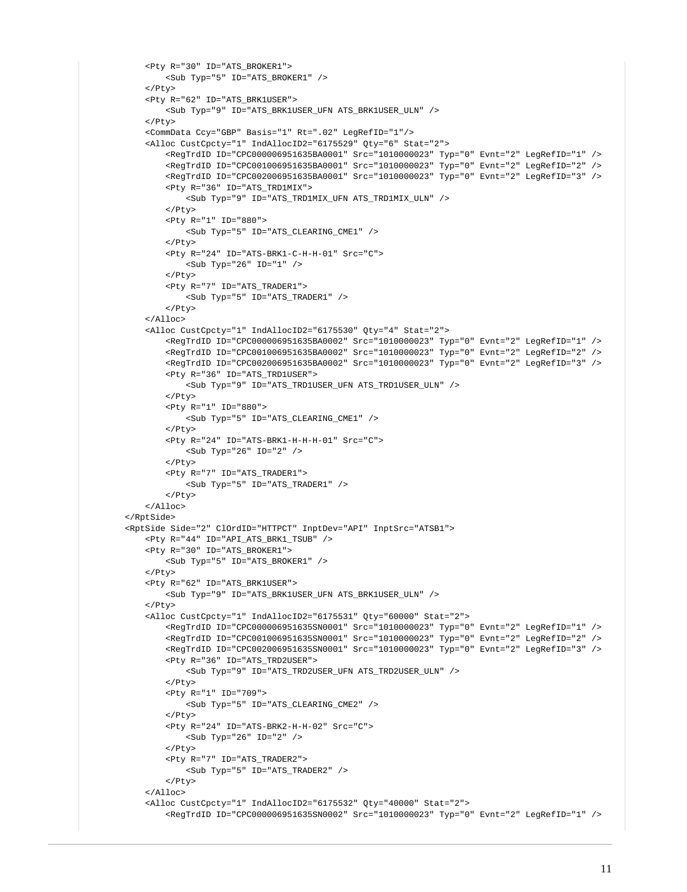```
        <Pty R="30" ID="ATS_BROKER1">
            <Sub Typ="5" ID="ATS_BROKER1" />
        </Pty>
        <Pty R="62" ID="ATS_BRK1USER">
            <Sub Typ="9" ID="ATS_BRK1USER_UFN ATS_BRK1USER_ULN" />
        </Pty>
        <CommData Ccy="GBP" Basis="1" Rt=".02" LegRefID="1"/>
        <Alloc CustCpcty="1" IndAllocID2="6175529" Qty="6" Stat="2">
            <RegTrdID ID="CPC000006951635BA0001" Src="1010000023" Typ="0" Evnt="2" LegRefID="1" />
            <RegTrdID ID="CPC001006951635BA0001" Src="1010000023" Typ="0" Evnt="2" LegRefID="2" />
            <RegTrdID ID="CPC002006951635BA0001" Src="1010000023" Typ="0" Evnt="2" LegRefID="3" />
            <Pty R="36" ID="ATS_TRD1MIX">
                <Sub Typ="9" ID="ATS_TRD1MIX_UFN ATS_TRD1MIX_ULN" />
            </Pty>
            <Pty R="1" ID="880">
                <Sub Typ="5" ID="ATS_CLEARING_CME1" />
            </Pty>
            <Pty R="24" ID="ATS-BRK1-C-H-H-01" Src="C">
                <Sub Typ="26" ID="1" />
            </Pty>
            <Pty R="7" ID="ATS_TRADER1">
                <Sub Typ="5" ID="ATS_TRADER1" />
            </Pty>
        </Alloc>
        <Alloc CustCpcty="1" IndAllocID2="6175530" Qty="4" Stat="2">
            <RegTrdID ID="CPC000006951635BA0002" Src="1010000023" Typ="0" Evnt="2" LegRefID="1" />
            <RegTrdID ID="CPC001006951635BA0002" Src="1010000023" Typ="0" Evnt="2" LegRefID="2" />
            <RegTrdID ID="CPC002006951635BA0002" Src="1010000023" Typ="0" Evnt="2" LegRefID="3" />
            <Pty R="36" ID="ATS_TRD1USER">
                <Sub Typ="9" ID="ATS_TRD1USER_UFN ATS_TRD1USER_ULN" />
            </Pty>
            <Pty R="1" ID="880">
                <Sub Typ="5" ID="ATS_CLEARING_CME1" />
            </Pty>
            <Pty R="24" ID="ATS-BRK1-H-H-H-01" Src="C">
                <Sub Typ="26" ID="2" />
            </Pty>
            <Pty R="7" ID="ATS_TRADER1">
                <Sub Typ="5" ID="ATS_TRADER1" />
            </Pty>
        </Alloc>
    </RptSide>
    <RptSide Side="2" ClOrdID="HTTPCT" InptDev="API" InptSrc="ATSB1">
        <Pty R="44" ID="API_ATS_BRK1_TSUB" />
        <Pty R="30" ID="ATS_BROKER1">
            <Sub Typ="5" ID="ATS_BROKER1" />
        </Pty>
        <Pty R="62" ID="ATS_BRK1USER">
            <Sub Typ="9" ID="ATS_BRK1USER_UFN ATS_BRK1USER_ULN" />
        </Pty>
        <Alloc CustCpcty="1" IndAllocID2="6175531" Qty="60000" Stat="2">
            <RegTrdID ID="CPC000006951635SN0001" Src="1010000023" Typ="0" Evnt="2" LegRefID="1" />
            <RegTrdID ID="CPC001006951635SN0001" Src="1010000023" Typ="0" Evnt="2" LegRefID="2" />
            <RegTrdID ID="CPC002006951635SN0001" Src="1010000023" Typ="0" Evnt="2" LegRefID="3" />
            <Pty R="36" ID="ATS_TRD2USER">
                <Sub Typ="9" ID="ATS_TRD2USER_UFN ATS_TRD2USER_ULN" />
            </Pty>
            <Pty R="1" ID="709">
                <Sub Typ="5" ID="ATS_CLEARING_CME2" />
            </Pty>
            <Pty R="24" ID="ATS-BRK2-H-H-02" Src="C">
                <Sub Typ="26" ID="2" />
            </Pty>
            <Pty R="7" ID="ATS_TRADER2">
                <Sub Typ="5" ID="ATS_TRADER2" />
            </Pty>
        </Alloc>
        <Alloc CustCpcty="1" IndAllocID2="6175532" Qty="40000" Stat="2">
            <RegTrdID ID="CPC000006951635SN0002" Src="1010000023" Typ="0" Evnt="2" LegRefID="1" />
```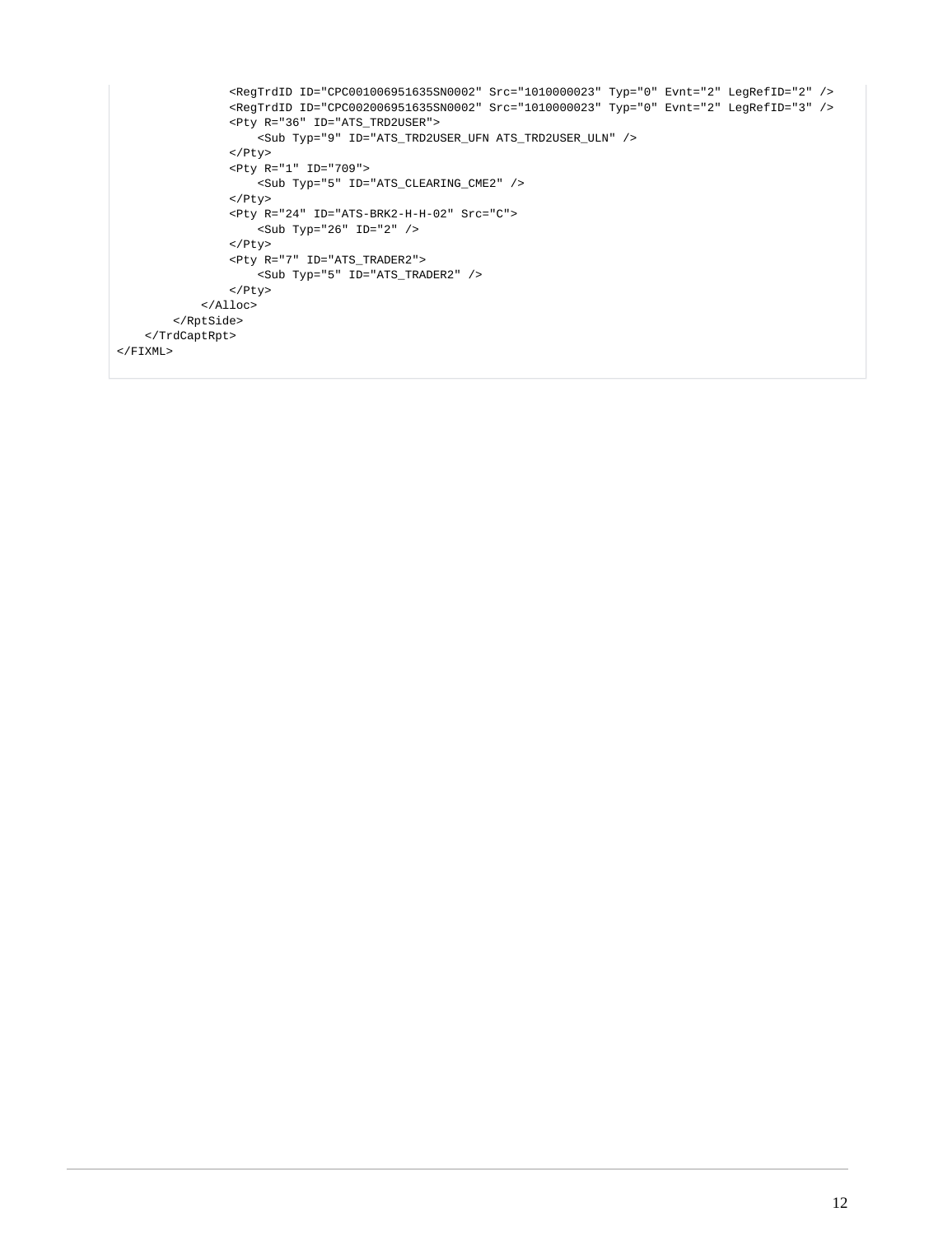```
                <RegTrdID ID="CPC001006951635SN0002" Src="1010000023" Typ="0" Evnt="2" LegRefID="2" />
                <RegTrdID ID="CPC002006951635SN0002" Src="1010000023" Typ="0" Evnt="2" LegRefID="3" />
                <Pty R="36" ID="ATS_TRD2USER">
                    <Sub Typ="9" ID="ATS_TRD2USER_UFN ATS_TRD2USER_ULN" />
                </Pty>
                <Pty R="1" ID="709">
                    <Sub Typ="5" ID="ATS_CLEARING_CME2" />
                </Pty>
                <Pty R="24" ID="ATS-BRK2-H-H-02" Src="C">
                    <Sub Typ="26" ID="2" />
                </Pty>
                <Pty R="7" ID="ATS_TRADER2">
                    <Sub Typ="5" ID="ATS_TRADER2" />
                </Pty>
            </Alloc>
        </RptSide>
    </TrdCaptRpt>
</FIXML>
```